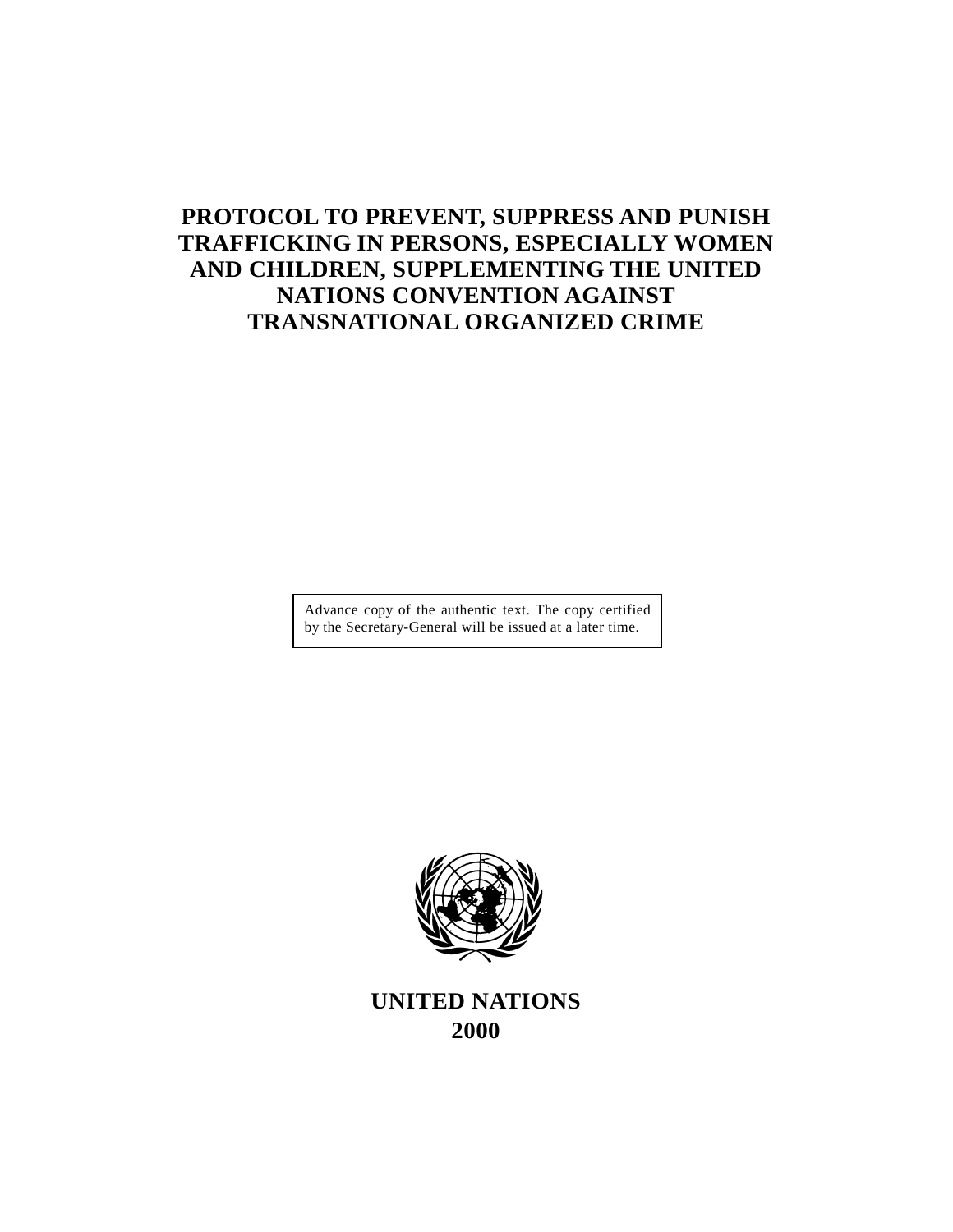# PROTOCOL TO PREVENT, SUPPRESS AND PUNISH TRAFFICKING IN PERSONS, ESPECIALLY WOMEN AND CHILDREN, SUPPLEMENTING THE UNITED NATIONS CONVENTION AGAINST TRANSNATIONAL ORGANIZED CRIME

Advance copy of the authentic text. The copy certified by the Secretary-General will be issued at a later time.

**UNITED NATIONS**
**2000**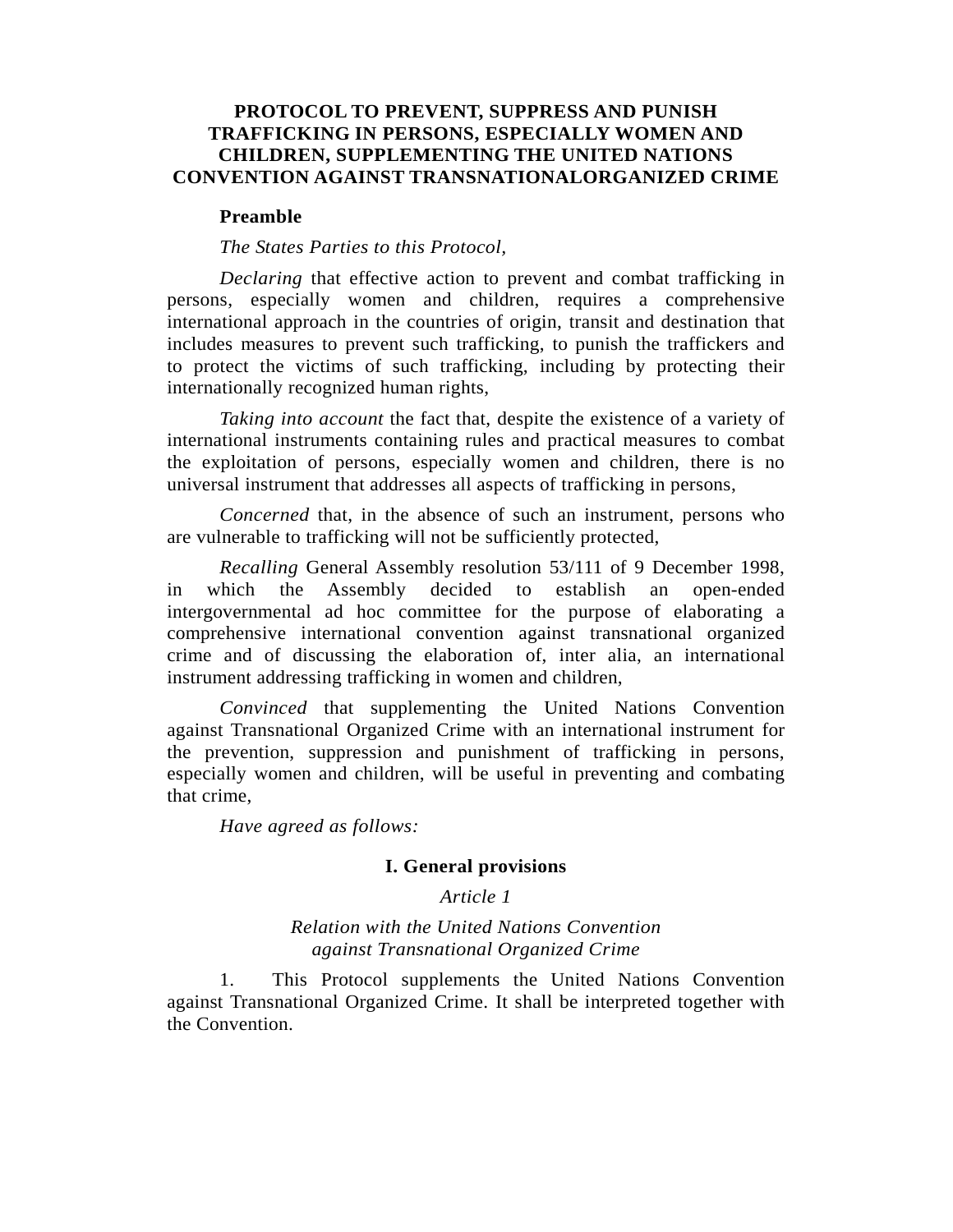# PROTOCOL TO PREVENT, SUPPRESS AND PUNISH TRAFFICKING IN PERSONS, ESPECIALLY WOMEN AND CHILDREN, SUPPLEMENTING THE UNITED NATIONS CONVENTION AGAINST TRANSNATIONALORGANIZED CRIME

**Preamble**

*The States Parties to this Protocol,*

*Declaring* that effective action to prevent and combat trafficking in persons, especially women and children, requires a comprehensive international approach in the countries of origin, transit and destination that includes measures to prevent such trafficking, to punish the traffickers and to protect the victims of such trafficking, including by protecting their internationally recognized human rights,

*Taking into account* the fact that, despite the existence of a variety of international instruments containing rules and practical measures to combat the exploitation of persons, especially women and children, there is no universal instrument that addresses all aspects of trafficking in persons,

*Concerned* that, in the absence of such an instrument, persons who are vulnerable to trafficking will not be sufficiently protected,

*Recalling* General Assembly resolution 53/111 of 9 December 1998, in which the Assembly decided to establish an open-ended intergovernmental ad hoc committee for the purpose of elaborating a comprehensive international convention against transnational organized crime and of discussing the elaboration of, inter alia, an international instrument addressing trafficking in women and children,

*Convinced* that supplementing the United Nations Convention against Transnational Organized Crime with an international instrument for the prevention, suppression and punishment of trafficking in persons, especially women and children, will be useful in preventing and combating that crime,

*Have agreed as follows:*

## I. General provisions

*Article 1*

*Relation with the United Nations Convention against Transnational Organized Crime*

1. This Protocol supplements the United Nations Convention against Transnational Organized Crime. It shall be interpreted together with the Convention.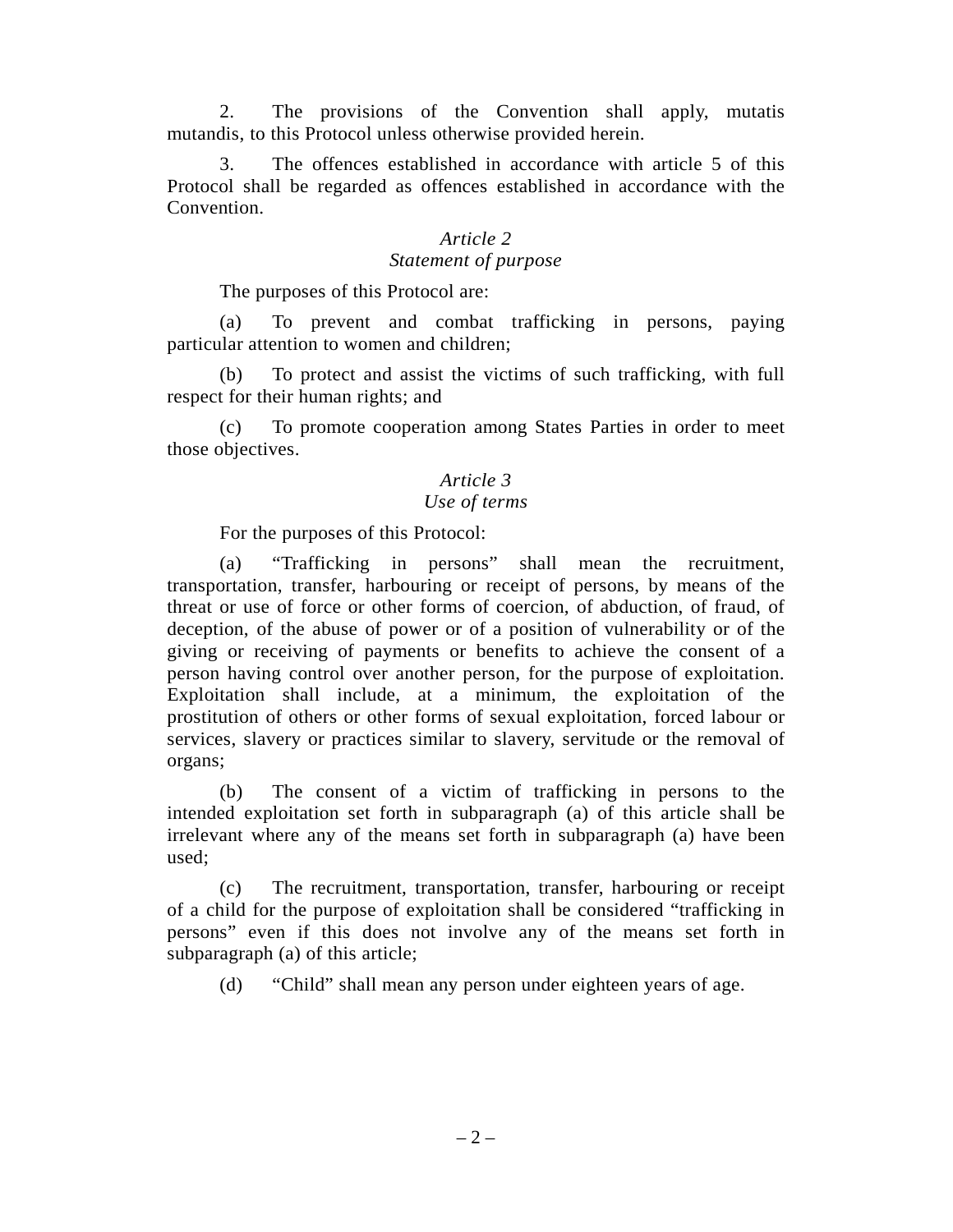2. The provisions of the Convention shall apply, mutatis mutandis, to this Protocol unless otherwise provided herein.

3. The offences established in accordance with article 5 of this Protocol shall be regarded as offences established in accordance with the Convention.

*Article 2*
*Statement of purpose*

The purposes of this Protocol are:

(a) To prevent and combat trafficking in persons, paying particular attention to women and children;

(b) To protect and assist the victims of such trafficking, with full respect for their human rights; and

(c) To promote cooperation among States Parties in order to meet those objectives.

*Article 3*
*Use of terms*

For the purposes of this Protocol:

(a) "Trafficking in persons" shall mean the recruitment, transportation, transfer, harbouring or receipt of persons, by means of the threat or use of force or other forms of coercion, of abduction, of fraud, of deception, of the abuse of power or of a position of vulnerability or of the giving or receiving of payments or benefits to achieve the consent of a person having control over another person, for the purpose of exploitation. Exploitation shall include, at a minimum, the exploitation of the prostitution of others or other forms of sexual exploitation, forced labour or services, slavery or practices similar to slavery, servitude or the removal of organs;

(b) The consent of a victim of trafficking in persons to the intended exploitation set forth in subparagraph (a) of this article shall be irrelevant where any of the means set forth in subparagraph (a) have been used;

(c) The recruitment, transportation, transfer, harbouring or receipt of a child for the purpose of exploitation shall be considered "trafficking in persons" even if this does not involve any of the means set forth in subparagraph (a) of this article;

(d) "Child" shall mean any person under eighteen years of age.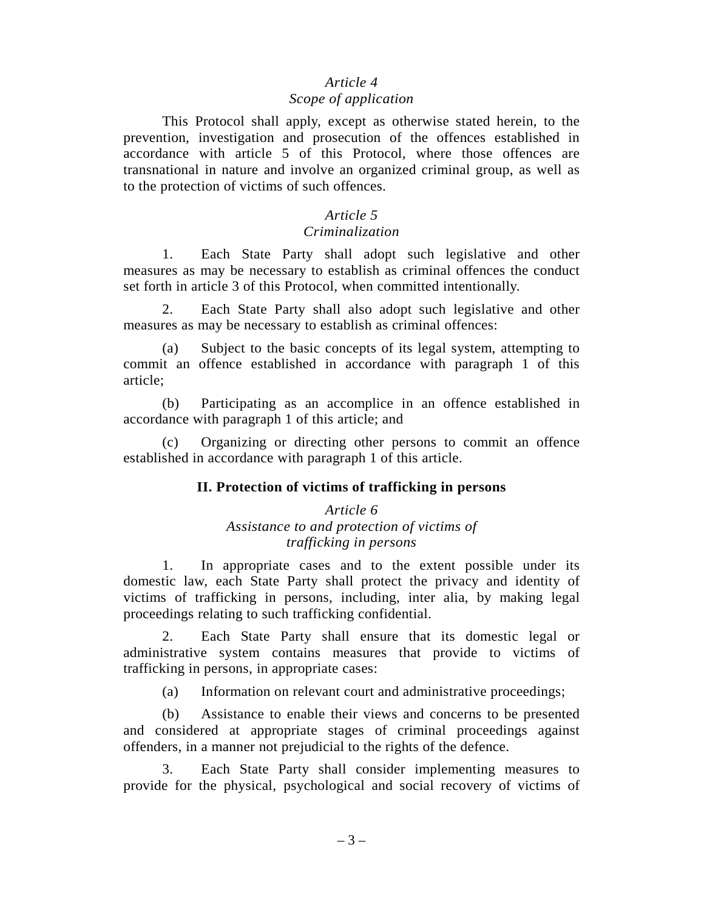*Article 4*
*Scope of application*

This Protocol shall apply, except as otherwise stated herein, to the prevention, investigation and prosecution of the offences established in accordance with article 5 of this Protocol, where those offences are transnational in nature and involve an organized criminal group, as well as to the protection of victims of such offences.

*Article 5*
*Criminalization*

1. Each State Party shall adopt such legislative and other measures as may be necessary to establish as criminal offences the conduct set forth in article 3 of this Protocol, when committed intentionally.

2. Each State Party shall also adopt such legislative and other measures as may be necessary to establish as criminal offences:

(a) Subject to the basic concepts of its legal system, attempting to commit an offence established in accordance with paragraph 1 of this article;

(b) Participating as an accomplice in an offence established in accordance with paragraph 1 of this article; and

(c) Organizing or directing other persons to commit an offence established in accordance with paragraph 1 of this article.

## II. Protection of victims of trafficking in persons

*Article 6*
*Assistance to and protection of victims of trafficking in persons*

1. In appropriate cases and to the extent possible under its domestic law, each State Party shall protect the privacy and identity of victims of trafficking in persons, including, inter alia, by making legal proceedings relating to such trafficking confidential.

2. Each State Party shall ensure that its domestic legal or administrative system contains measures that provide to victims of trafficking in persons, in appropriate cases:

(a) Information on relevant court and administrative proceedings;

(b) Assistance to enable their views and concerns to be presented and considered at appropriate stages of criminal proceedings against offenders, in a manner not prejudicial to the rights of the defence.

3. Each State Party shall consider implementing measures to provide for the physical, psychological and social recovery of victims of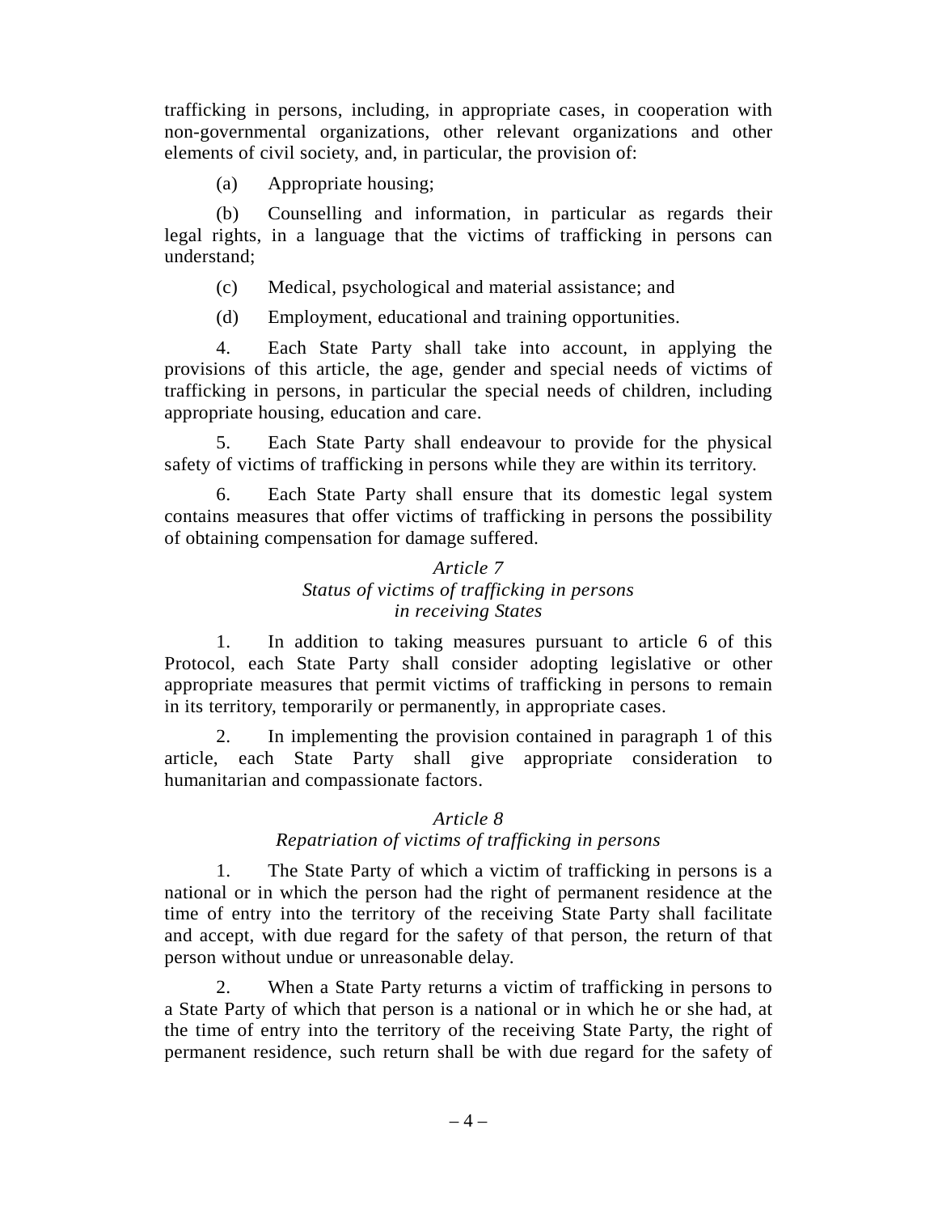trafficking in persons, including, in appropriate cases, in cooperation with non-governmental organizations, other relevant organizations and other elements of civil society, and, in particular, the provision of:

(a) Appropriate housing;

(b) Counselling and information, in particular as regards their legal rights, in a language that the victims of trafficking in persons can understand;

(c) Medical, psychological and material assistance; and

(d) Employment, educational and training opportunities.

4. Each State Party shall take into account, in applying the provisions of this article, the age, gender and special needs of victims of trafficking in persons, in particular the special needs of children, including appropriate housing, education and care.

5. Each State Party shall endeavour to provide for the physical safety of victims of trafficking in persons while they are within its territory.

6. Each State Party shall ensure that its domestic legal system contains measures that offer victims of trafficking in persons the possibility of obtaining compensation for damage suffered.

### *Article 7*
### *Status of victims of trafficking in persons in receiving States*

1. In addition to taking measures pursuant to article 6 of this Protocol, each State Party shall consider adopting legislative or other appropriate measures that permit victims of trafficking in persons to remain in its territory, temporarily or permanently, in appropriate cases.

2. In implementing the provision contained in paragraph 1 of this article, each State Party shall give appropriate consideration to humanitarian and compassionate factors.

### *Article 8*
### *Repatriation of victims of trafficking in persons*

1. The State Party of which a victim of trafficking in persons is a national or in which the person had the right of permanent residence at the time of entry into the territory of the receiving State Party shall facilitate and accept, with due regard for the safety of that person, the return of that person without undue or unreasonable delay.

2. When a State Party returns a victim of trafficking in persons to a State Party of which that person is a national or in which he or she had, at the time of entry into the territory of the receiving State Party, the right of permanent residence, such return shall be with due regard for the safety of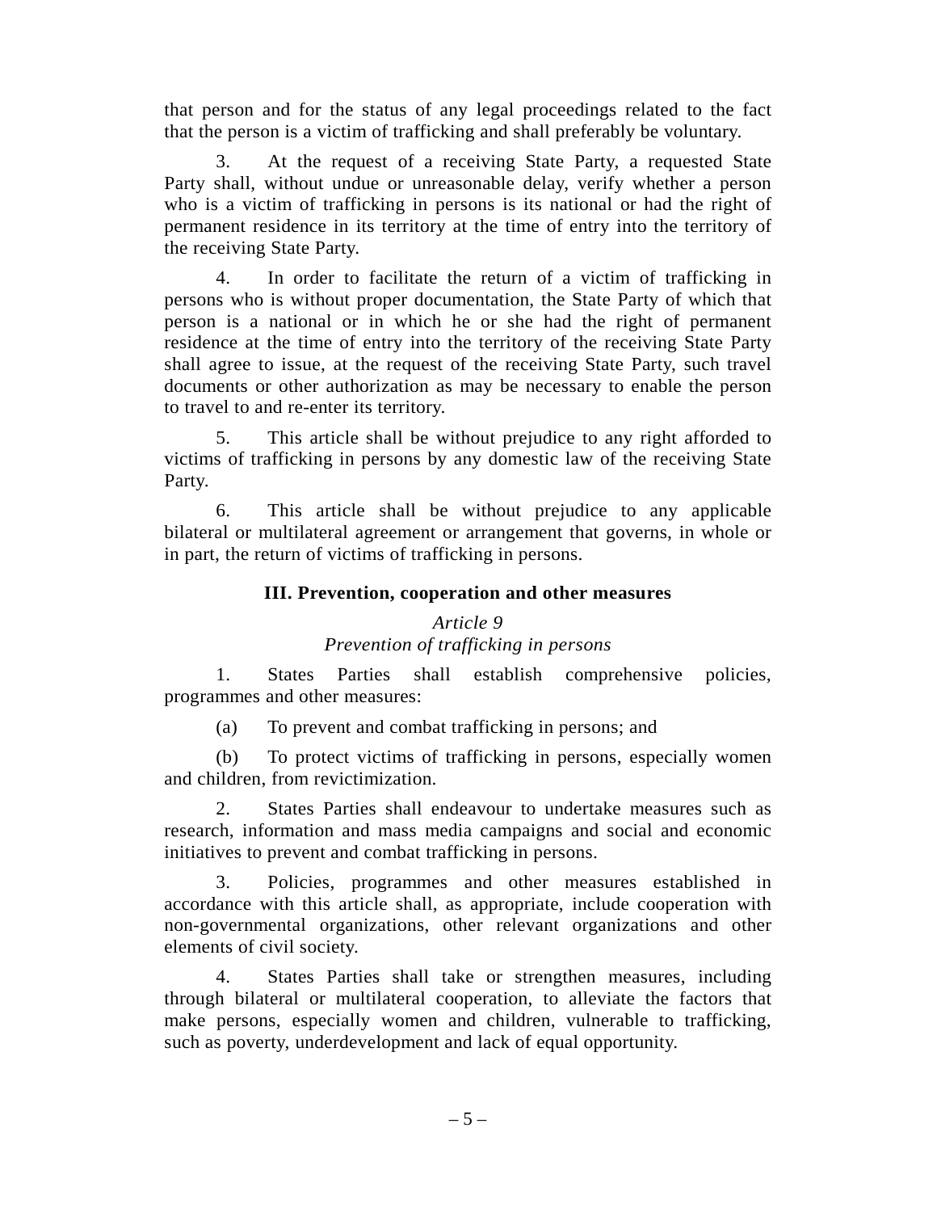that person and for the status of any legal proceedings related to the fact that the person is a victim of trafficking and shall preferably be voluntary.

3. At the request of a receiving State Party, a requested State Party shall, without undue or unreasonable delay, verify whether a person who is a victim of trafficking in persons is its national or had the right of permanent residence in its territory at the time of entry into the territory of the receiving State Party.

4. In order to facilitate the return of a victim of trafficking in persons who is without proper documentation, the State Party of which that person is a national or in which he or she had the right of permanent residence at the time of entry into the territory of the receiving State Party shall agree to issue, at the request of the receiving State Party, such travel documents or other authorization as may be necessary to enable the person to travel to and re-enter its territory.

5. This article shall be without prejudice to any right afforded to victims of trafficking in persons by any domestic law of the receiving State Party.

6. This article shall be without prejudice to any applicable bilateral or multilateral agreement or arrangement that governs, in whole or in part, the return of victims of trafficking in persons.

## III. Prevention, cooperation and other measures

### *Article 9*
### *Prevention of trafficking in persons*

1. States Parties shall establish comprehensive policies, programmes and other measures:

(a) To prevent and combat trafficking in persons; and

(b) To protect victims of trafficking in persons, especially women and children, from revictimization.

2. States Parties shall endeavour to undertake measures such as research, information and mass media campaigns and social and economic initiatives to prevent and combat trafficking in persons.

3. Policies, programmes and other measures established in accordance with this article shall, as appropriate, include cooperation with non-governmental organizations, other relevant organizations and other elements of civil society.

4. States Parties shall take or strengthen measures, including through bilateral or multilateral cooperation, to alleviate the factors that make persons, especially women and children, vulnerable to trafficking, such as poverty, underdevelopment and lack of equal opportunity.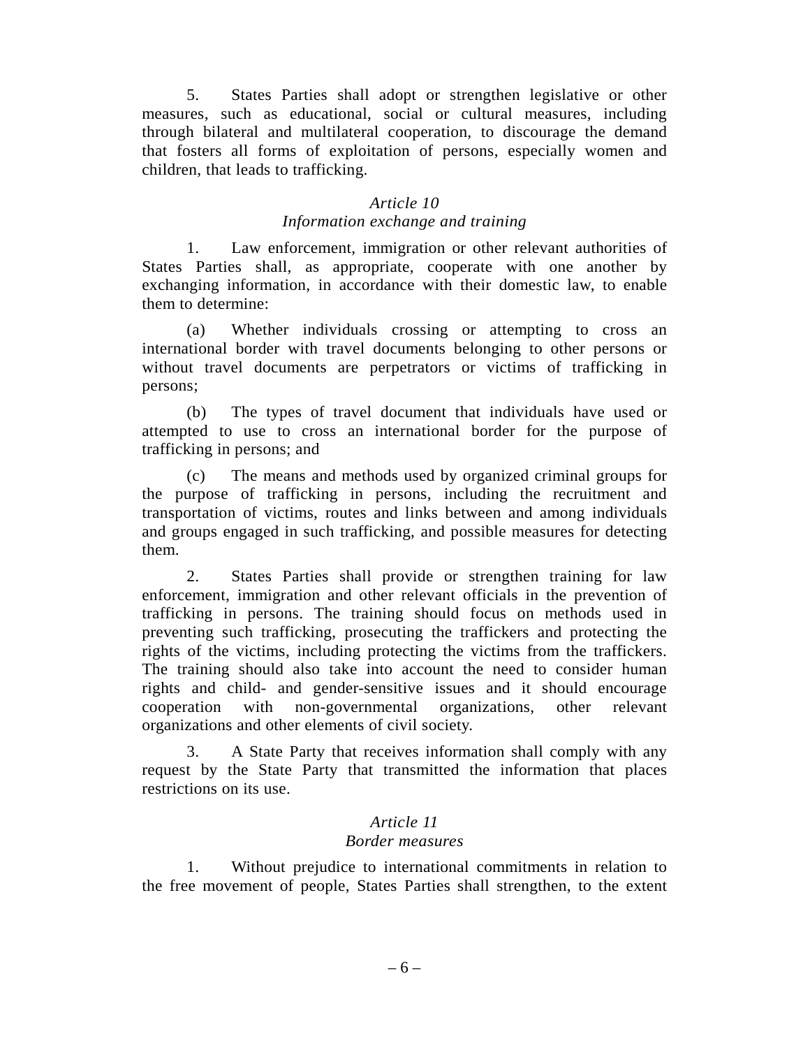5. States Parties shall adopt or strengthen legislative or other measures, such as educational, social or cultural measures, including through bilateral and multilateral cooperation, to discourage the demand that fosters all forms of exploitation of persons, especially women and children, that leads to trafficking.

*Article 10*
*Information exchange and training*

1. Law enforcement, immigration or other relevant authorities of States Parties shall, as appropriate, cooperate with one another by exchanging information, in accordance with their domestic law, to enable them to determine:

(a) Whether individuals crossing or attempting to cross an international border with travel documents belonging to other persons or without travel documents are perpetrators or victims of trafficking in persons;

(b) The types of travel document that individuals have used or attempted to use to cross an international border for the purpose of trafficking in persons; and

(c) The means and methods used by organized criminal groups for the purpose of trafficking in persons, including the recruitment and transportation of victims, routes and links between and among individuals and groups engaged in such trafficking, and possible measures for detecting them.

2. States Parties shall provide or strengthen training for law enforcement, immigration and other relevant officials in the prevention of trafficking in persons. The training should focus on methods used in preventing such trafficking, prosecuting the traffickers and protecting the rights of the victims, including protecting the victims from the traffickers. The training should also take into account the need to consider human rights and child- and gender-sensitive issues and it should encourage cooperation with non-governmental organizations, other relevant organizations and other elements of civil society.

3. A State Party that receives information shall comply with any request by the State Party that transmitted the information that places restrictions on its use.

*Article 11*
*Border measures*

1. Without prejudice to international commitments in relation to the free movement of people, States Parties shall strengthen, to the extent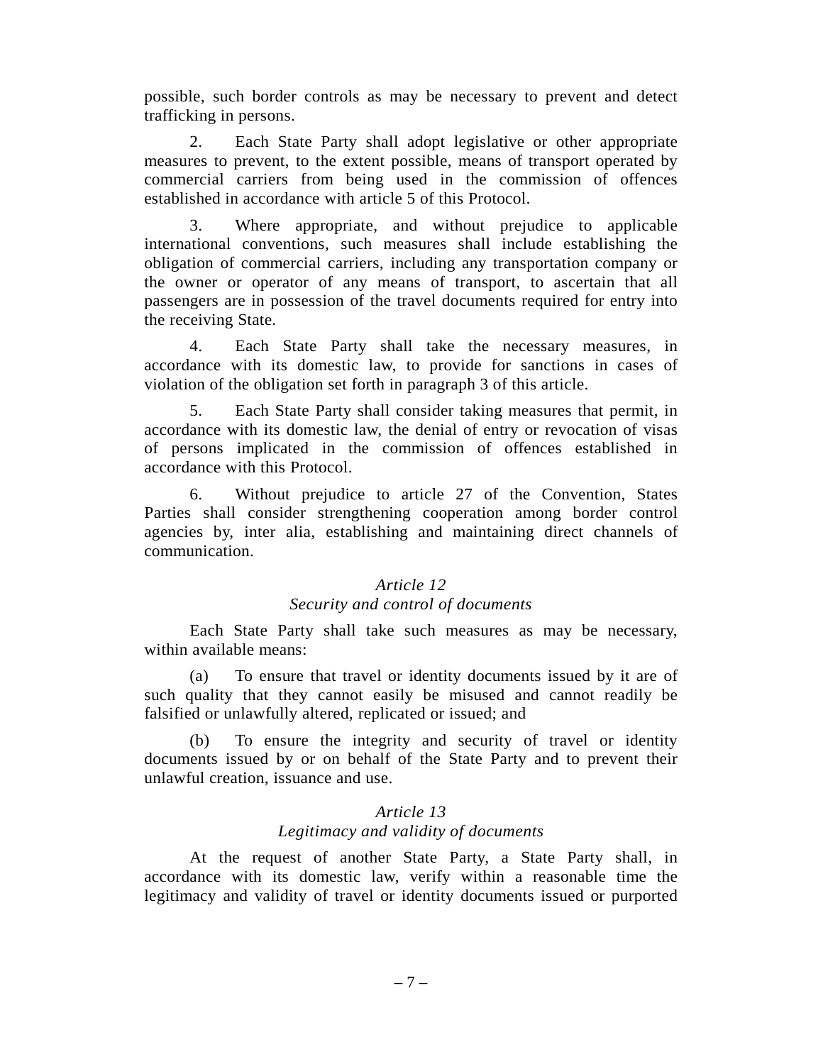possible, such border controls as may be necessary to prevent and detect trafficking in persons.

2. Each State Party shall adopt legislative or other appropriate measures to prevent, to the extent possible, means of transport operated by commercial carriers from being used in the commission of offences established in accordance with article 5 of this Protocol.

3. Where appropriate, and without prejudice to applicable international conventions, such measures shall include establishing the obligation of commercial carriers, including any transportation company or the owner or operator of any means of transport, to ascertain that all passengers are in possession of the travel documents required for entry into the receiving State.

4. Each State Party shall take the necessary measures, in accordance with its domestic law, to provide for sanctions in cases of violation of the obligation set forth in paragraph 3 of this article.

5. Each State Party shall consider taking measures that permit, in accordance with its domestic law, the denial of entry or revocation of visas of persons implicated in the commission of offences established in accordance with this Protocol.

6. Without prejudice to article 27 of the Convention, States Parties shall consider strengthening cooperation among border control agencies by, inter alia, establishing and maintaining direct channels of communication.

### *Article 12*
### *Security and control of documents*

Each State Party shall take such measures as may be necessary, within available means:

(a) To ensure that travel or identity documents issued by it are of such quality that they cannot easily be misused and cannot readily be falsified or unlawfully altered, replicated or issued; and

(b) To ensure the integrity and security of travel or identity documents issued by or on behalf of the State Party and to prevent their unlawful creation, issuance and use.

### *Article 13*
### *Legitimacy and validity of documents*

At the request of another State Party, a State Party shall, in accordance with its domestic law, verify within a reasonable time the legitimacy and validity of travel or identity documents issued or purported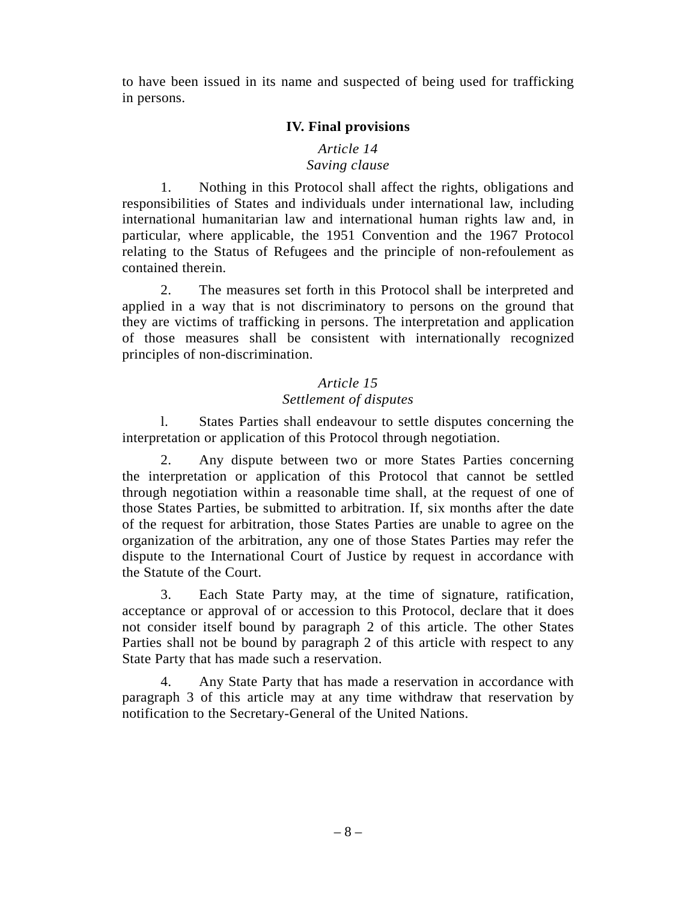to have been issued in its name and suspected of being used for trafficking in persons.

## IV. Final provisions

### *Article 14*
### *Saving clause*

1. Nothing in this Protocol shall affect the rights, obligations and responsibilities of States and individuals under international law, including international humanitarian law and international human rights law and, in particular, where applicable, the 1951 Convention and the 1967 Protocol relating to the Status of Refugees and the principle of non-refoulement as contained therein.

2. The measures set forth in this Protocol shall be interpreted and applied in a way that is not discriminatory to persons on the ground that they are victims of trafficking in persons. The interpretation and application of those measures shall be consistent with internationally recognized principles of non-discrimination.

### *Article 15*
### *Settlement of disputes*

l. States Parties shall endeavour to settle disputes concerning the interpretation or application of this Protocol through negotiation.

2. Any dispute between two or more States Parties concerning the interpretation or application of this Protocol that cannot be settled through negotiation within a reasonable time shall, at the request of one of those States Parties, be submitted to arbitration. If, six months after the date of the request for arbitration, those States Parties are unable to agree on the organization of the arbitration, any one of those States Parties may refer the dispute to the International Court of Justice by request in accordance with the Statute of the Court.

3. Each State Party may, at the time of signature, ratification, acceptance or approval of or accession to this Protocol, declare that it does not consider itself bound by paragraph 2 of this article. The other States Parties shall not be bound by paragraph 2 of this article with respect to any State Party that has made such a reservation.

4. Any State Party that has made a reservation in accordance with paragraph 3 of this article may at any time withdraw that reservation by notification to the Secretary-General of the United Nations.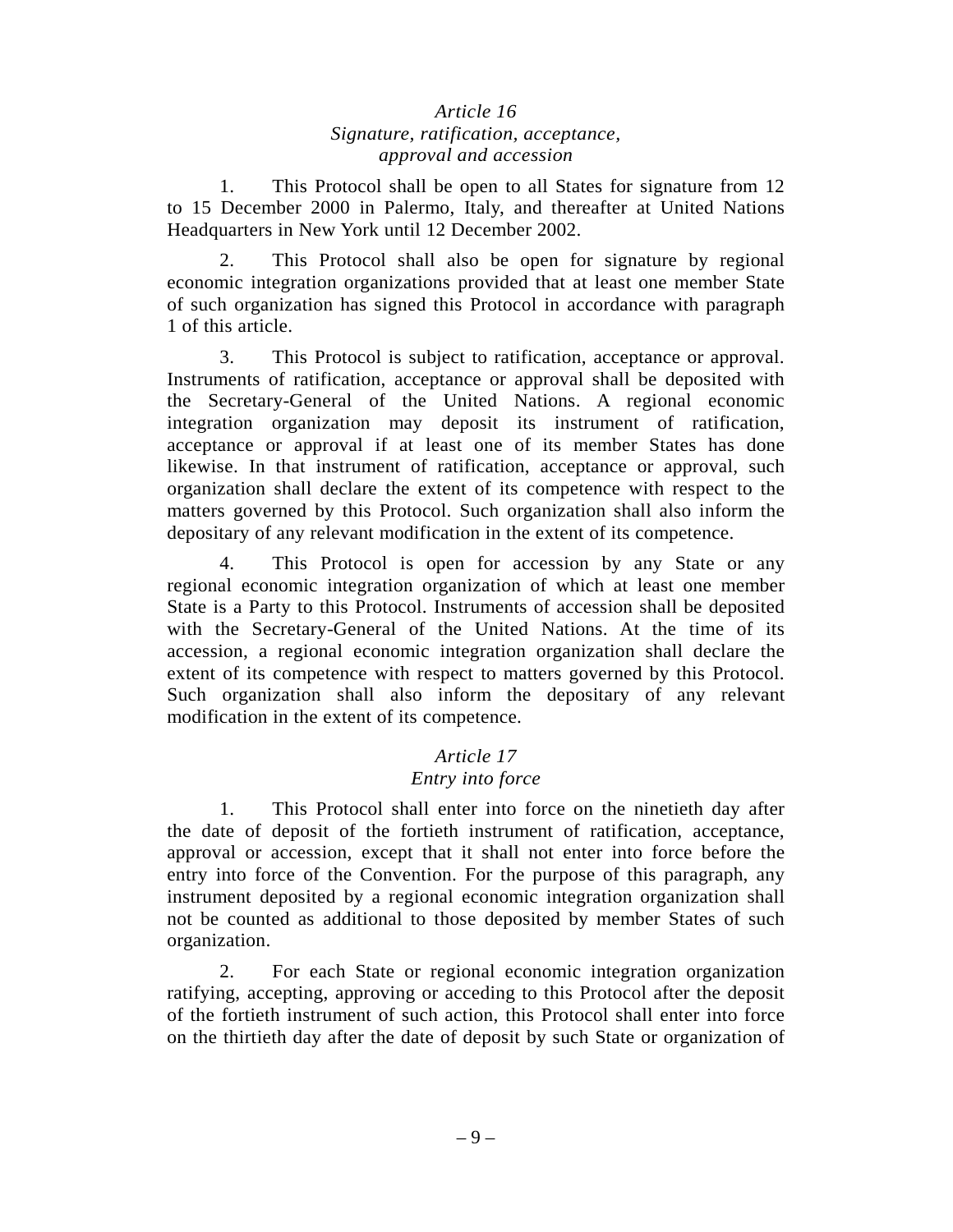### *Article 16*
### *Signature, ratification, acceptance, approval and accession*

1. This Protocol shall be open to all States for signature from 12 to 15 December 2000 in Palermo, Italy, and thereafter at United Nations Headquarters in New York until 12 December 2002.

2. This Protocol shall also be open for signature by regional economic integration organizations provided that at least one member State of such organization has signed this Protocol in accordance with paragraph 1 of this article.

3. This Protocol is subject to ratification, acceptance or approval. Instruments of ratification, acceptance or approval shall be deposited with the Secretary-General of the United Nations. A regional economic integration organization may deposit its instrument of ratification, acceptance or approval if at least one of its member States has done likewise. In that instrument of ratification, acceptance or approval, such organization shall declare the extent of its competence with respect to the matters governed by this Protocol. Such organization shall also inform the depositary of any relevant modification in the extent of its competence.

4. This Protocol is open for accession by any State or any regional economic integration organization of which at least one member State is a Party to this Protocol. Instruments of accession shall be deposited with the Secretary-General of the United Nations. At the time of its accession, a regional economic integration organization shall declare the extent of its competence with respect to matters governed by this Protocol. Such organization shall also inform the depositary of any relevant modification in the extent of its competence.

### *Article 17*
### *Entry into force*

1. This Protocol shall enter into force on the ninetieth day after the date of deposit of the fortieth instrument of ratification, acceptance, approval or accession, except that it shall not enter into force before the entry into force of the Convention. For the purpose of this paragraph, any instrument deposited by a regional economic integration organization shall not be counted as additional to those deposited by member States of such organization.

2. For each State or regional economic integration organization ratifying, accepting, approving or acceding to this Protocol after the deposit of the fortieth instrument of such action, this Protocol shall enter into force on the thirtieth day after the date of deposit by such State or organization of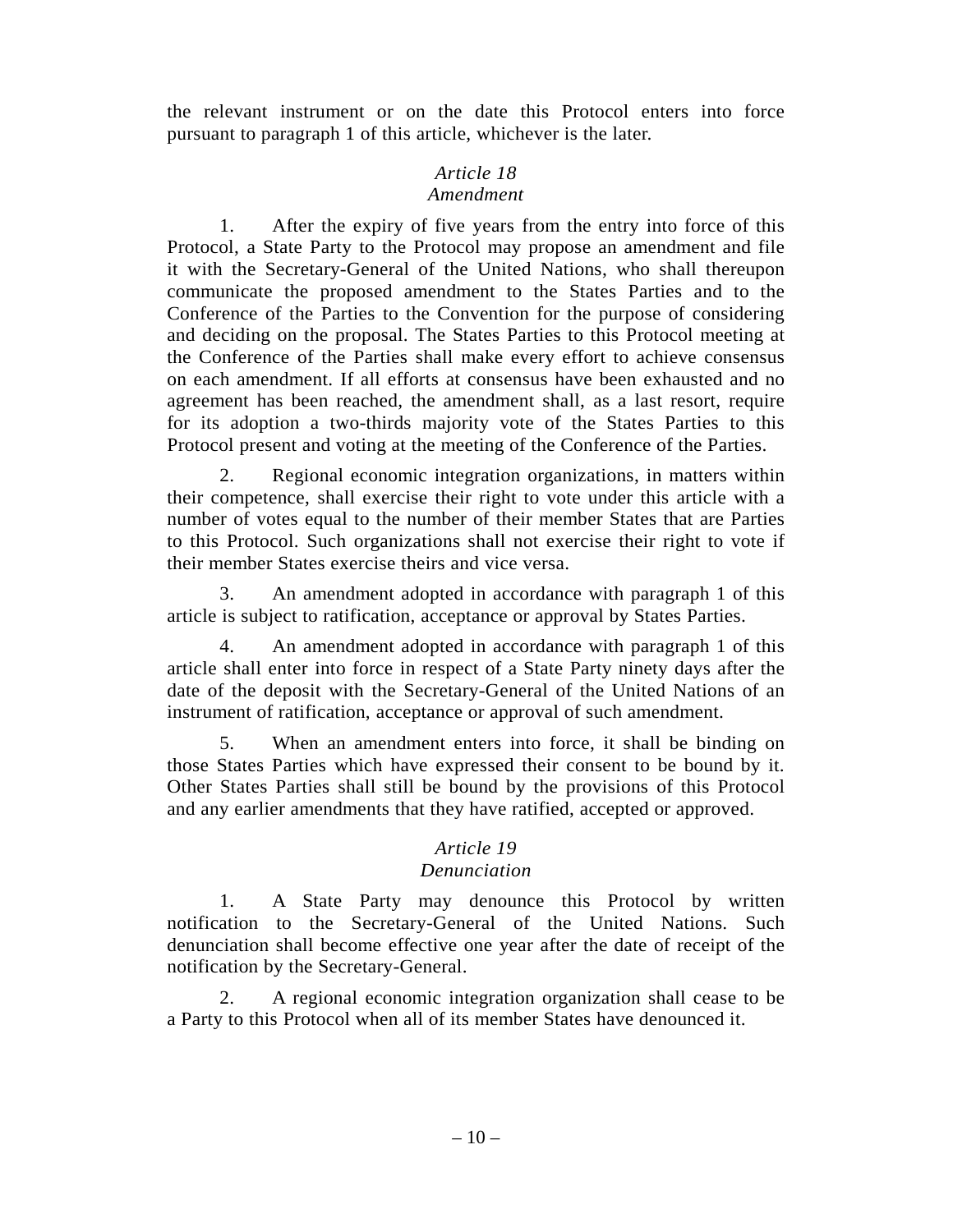the relevant instrument or on the date this Protocol enters into force pursuant to paragraph 1 of this article, whichever is the later.

*Article 18*
*Amendment*

1. After the expiry of five years from the entry into force of this Protocol, a State Party to the Protocol may propose an amendment and file it with the Secretary-General of the United Nations, who shall thereupon communicate the proposed amendment to the States Parties and to the Conference of the Parties to the Convention for the purpose of considering and deciding on the proposal. The States Parties to this Protocol meeting at the Conference of the Parties shall make every effort to achieve consensus on each amendment. If all efforts at consensus have been exhausted and no agreement has been reached, the amendment shall, as a last resort, require for its adoption a two-thirds majority vote of the States Parties to this Protocol present and voting at the meeting of the Conference of the Parties.

2. Regional economic integration organizations, in matters within their competence, shall exercise their right to vote under this article with a number of votes equal to the number of their member States that are Parties to this Protocol. Such organizations shall not exercise their right to vote if their member States exercise theirs and vice versa.

3. An amendment adopted in accordance with paragraph 1 of this article is subject to ratification, acceptance or approval by States Parties.

4. An amendment adopted in accordance with paragraph 1 of this article shall enter into force in respect of a State Party ninety days after the date of the deposit with the Secretary-General of the United Nations of an instrument of ratification, acceptance or approval of such amendment.

5. When an amendment enters into force, it shall be binding on those States Parties which have expressed their consent to be bound by it. Other States Parties shall still be bound by the provisions of this Protocol and any earlier amendments that they have ratified, accepted or approved.

*Article 19*
*Denunciation*

1. A State Party may denounce this Protocol by written notification to the Secretary-General of the United Nations. Such denunciation shall become effective one year after the date of receipt of the notification by the Secretary-General.

2. A regional economic integration organization shall cease to be a Party to this Protocol when all of its member States have denounced it.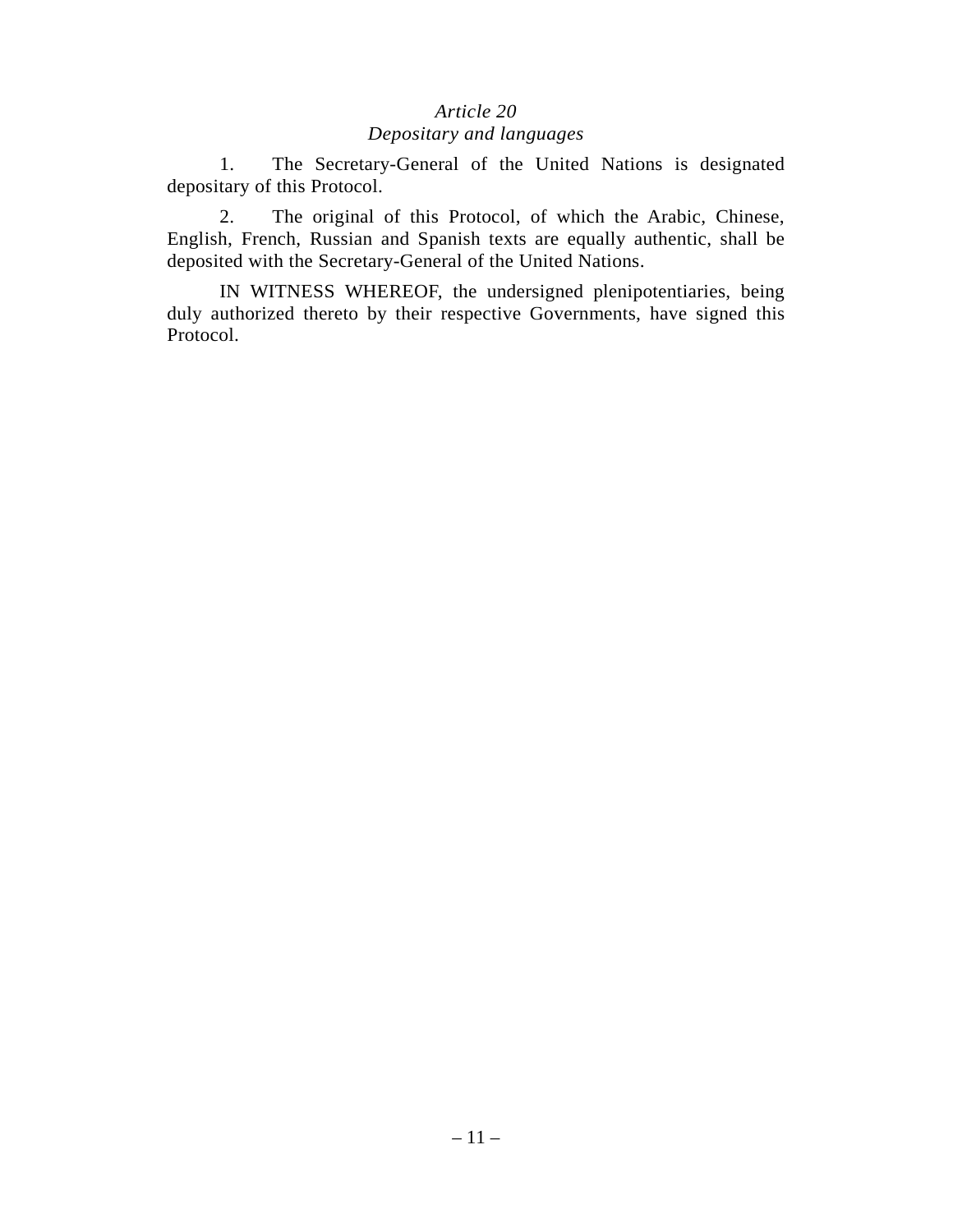*Article 20*
*Depositary and languages*

1. The Secretary-General of the United Nations is designated depositary of this Protocol.

2. The original of this Protocol, of which the Arabic, Chinese, English, French, Russian and Spanish texts are equally authentic, shall be deposited with the Secretary-General of the United Nations.

IN WITNESS WHEREOF, the undersigned plenipotentiaries, being duly authorized thereto by their respective Governments, have signed this Protocol.